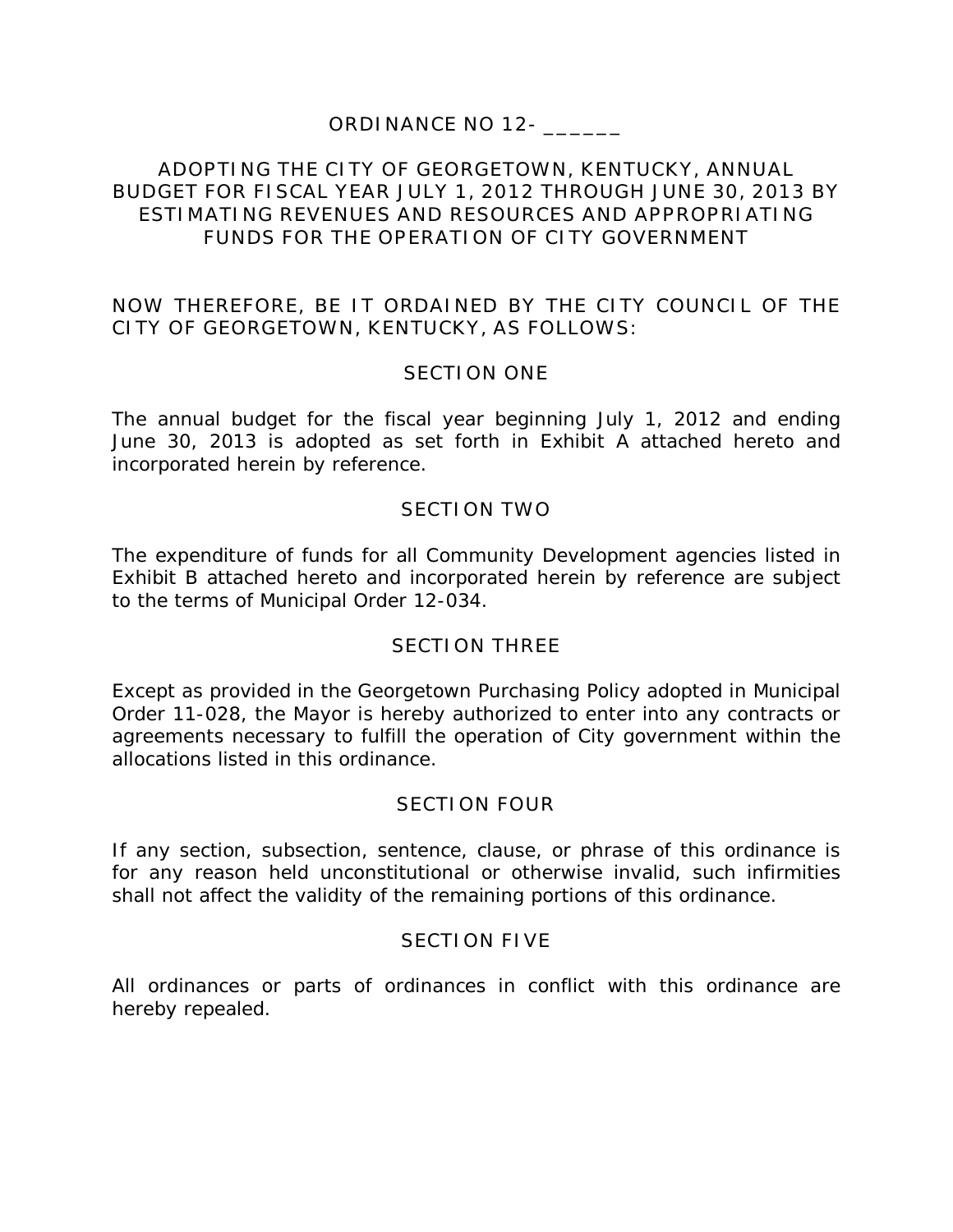# ORDINANCE NO 12- ______

## ADOPTING THE CITY OF GEORGETOWN, KENTUCKY, ANNUAL BUDGET FOR FISCAL YEAR JULY 1, 2012 THROUGH JUNE 30, 2013 BY ESTIMATING REVENUES AND RESOURCES AND APPROPRIATING FUNDS FOR THE OPERATION OF CITY GOVERNMENT

NOW THEREFORE, BE IT ORDAINED BY THE CITY COUNCIL OF THE CITY OF GEORGETOWN, KENTUCKY, AS FOLLOWS:

### SECTION ONE

The annual budget for the fiscal year beginning July 1, 2012 and ending June 30, 2013 is adopted as set forth in Exhibit A attached hereto and incorporated herein by reference.

### SECTION TWO

The expenditure of funds for all Community Development agencies listed in Exhibit B attached hereto and incorporated herein by reference are subject to the terms of Municipal Order 12-034.

### SECTION THREE

Except as provided in the Georgetown Purchasing Policy adopted in Municipal Order 11-028, the Mayor is hereby authorized to enter into any contracts or agreements necessary to fulfill the operation of City government within the allocations listed in this ordinance.

### SECTION FOUR

If any section, subsection, sentence, clause, or phrase of this ordinance is for any reason held unconstitutional or otherwise invalid, such infirmities shall not affect the validity of the remaining portions of this ordinance.

### SECTION FIVE

All ordinances or parts of ordinances in conflict with this ordinance are hereby repealed.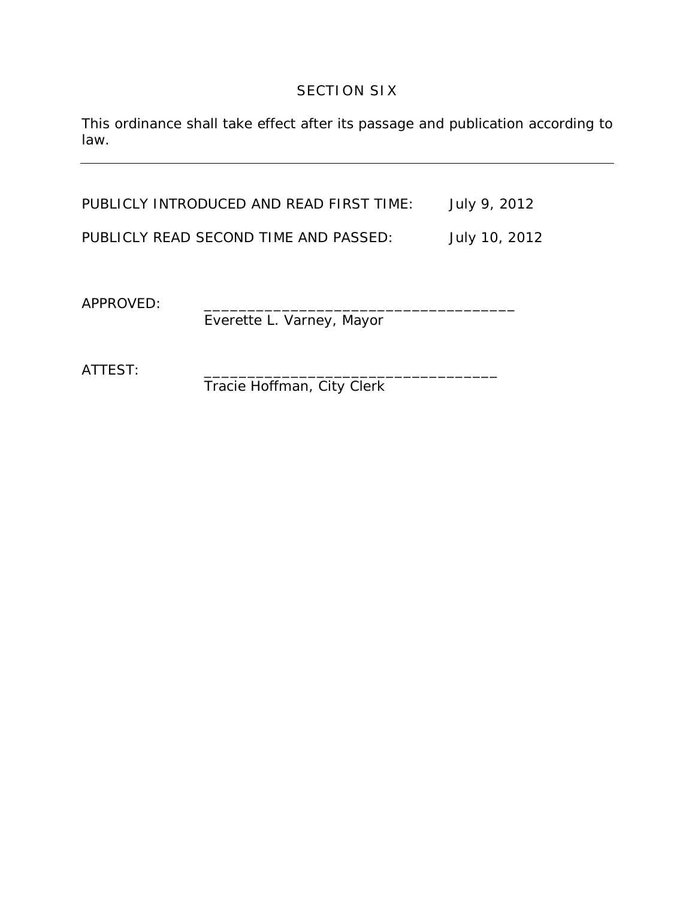## SECTION SIX

This ordinance shall take effect after its passage and publication according to law.

---

PUBLICLY INTRODUCED AND READ FIRST TIME: July 9, 2012

PUBLICLY READ SECOND TIME AND PASSED: July 10, 2012

APPROVED: ____________________________________
Everette L. Varney, Mayor

ATTEST: __________________________________
Tracie Hoffman, City Clerk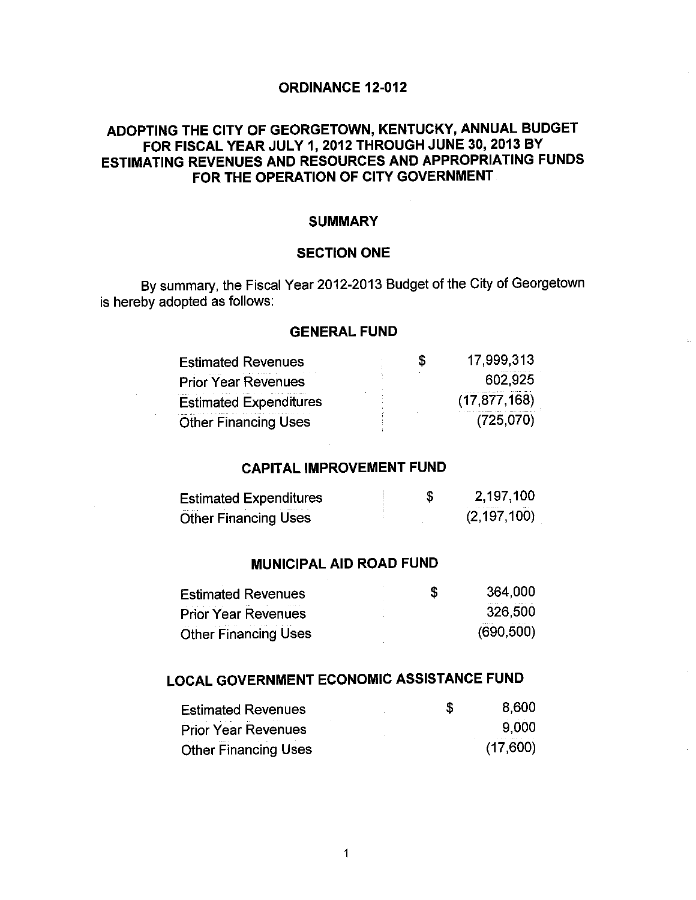# ORDINANCE 12-012

## ADOPTING THE CITY OF GEORGETOWN, KENTUCKY, ANNUAL BUDGET FOR FISCAL YEAR JULY 1, 2012 THROUGH JUNE 30, 2013 BY ESTIMATING REVENUES AND RESOURCES AND APPROPRIATING FUNDS FOR THE OPERATION OF CITY GOVERNMENT

### SUMMARY

### SECTION ONE

By summary, the Fiscal Year 2012-2013 Budget of the City of Georgetown is hereby adopted as follows:

### GENERAL FUND

| | | |
|---|---|---|
| Estimated Revenues | $ | 17,999,313 |
| Prior Year Revenues | | 602,925 |
| Estimated Expenditures | | (17,877,168) |
| Other Financing Uses | | (725,070) |

### CAPITAL IMPROVEMENT FUND

| | | |
|---|---|---|
| Estimated Expenditures | $ | 2,197,100 |
| Other Financing Uses | | (2,197,100) |

### MUNICIPAL AID ROAD FUND

| | | |
|---|---|---|
| Estimated Revenues | $ | 364,000 |
| Prior Year Revenues | | 326,500 |
| Other Financing Uses | | (690,500) |

### LOCAL GOVERNMENT ECONOMIC ASSISTANCE FUND

| | | |
|---|---|---|
| Estimated Revenues | $ | 8,600 |
| Prior Year Revenues | | 9,000 |
| Other Financing Uses | | (17,600) |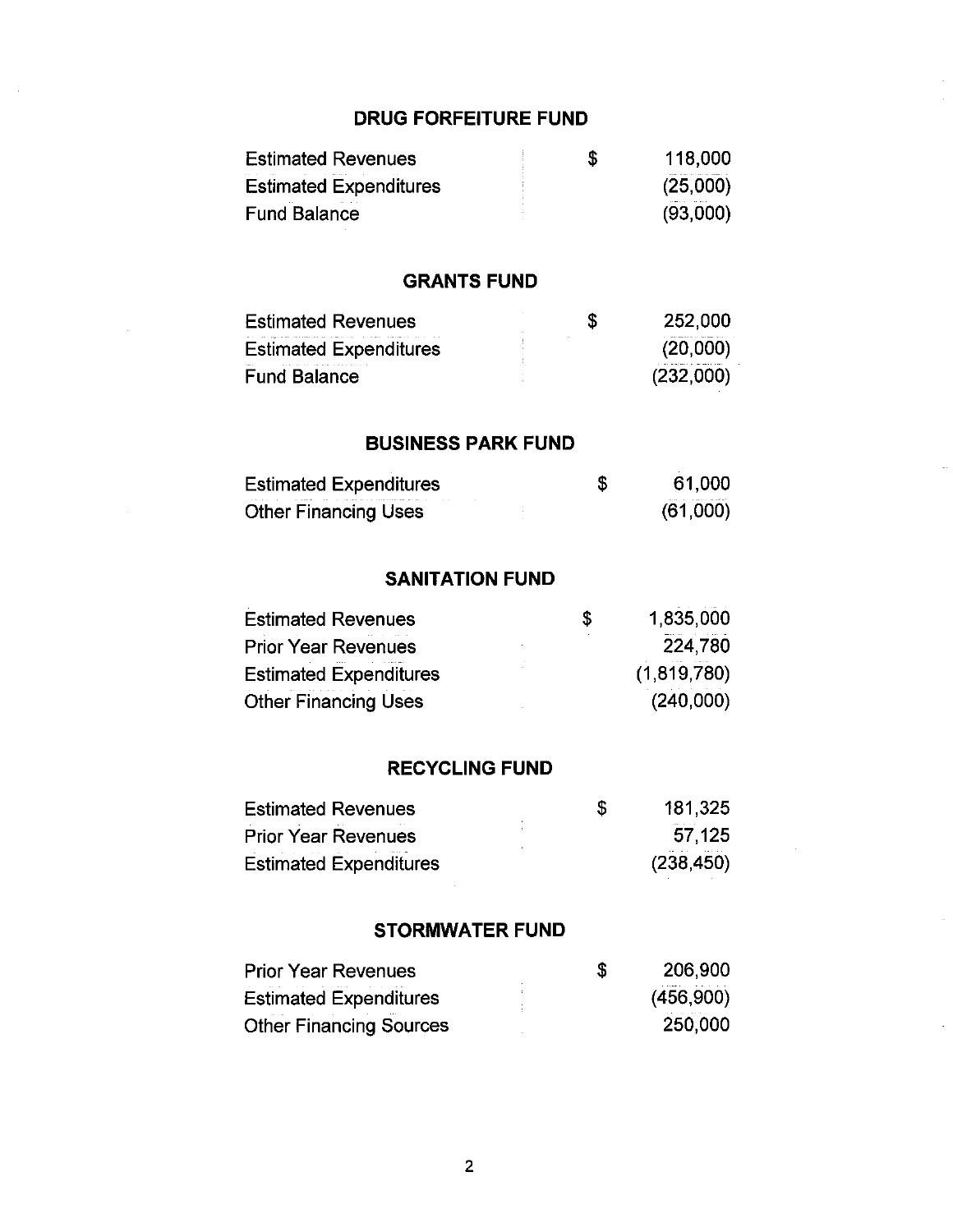## DRUG FORFEITURE FUND

| | | |
|---|---|---|
| Estimated Revenues | $ | 118,000 |
| Estimated Expenditures | | (25,000) |
| Fund Balance | | (93,000) |

## GRANTS FUND

| | | |
|---|---|---|
| Estimated Revenues | $ | 252,000 |
| Estimated Expenditures | | (20,000) |
| Fund Balance | | (232,000) |

## BUSINESS PARK FUND

| | | |
|---|---|---|
| Estimated Expenditures | $ | 61,000 |
| Other Financing Uses | | (61,000) |

## SANITATION FUND

| | | |
|---|---|---|
| Estimated Revenues | $ | 1,835,000 |
| Prior Year Revenues | | 224,780 |
| Estimated Expenditures | | (1,819,780) |
| Other Financing Uses | | (240,000) |

## RECYCLING FUND

| | | |
|---|---|---|
| Estimated Revenues | $ | 181,325 |
| Prior Year Revenues | | 57,125 |
| Estimated Expenditures | | (238,450) |

## STORMWATER FUND

| | | |
|---|---|---|
| Prior Year Revenues | $ | 206,900 |
| Estimated Expenditures | | (456,900) |
| Other Financing Sources | | 250,000 |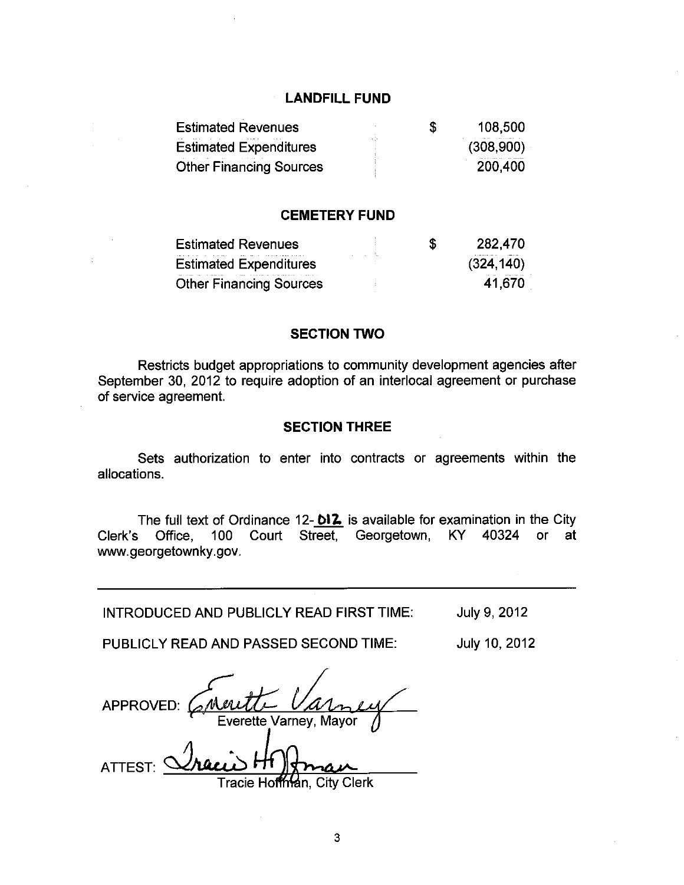## LANDFILL FUND

| | | |
|---|---|---|
| Estimated Revenues | $ | 108,500 |
| Estimated Expenditures | | (308,900) |
| Other Financing Sources | | 200,400 |

## CEMETERY FUND

| | | |
|---|---|---|
| Estimated Revenues | $ | 282,470 |
| Estimated Expenditures | | (324,140) |
| Other Financing Sources | | 41,670 |

## SECTION TWO

Restricts budget appropriations to community development agencies after September 30, 2012 to require adoption of an interlocal agreement or purchase of service agreement.

## SECTION THREE

Sets authorization to enter into contracts or agreements within the allocations.

The full text of Ordinance 12-012 is available for examination in the City Clerk's Office, 100 Court Street, Georgetown, KY 40324 or at www.georgetownky.gov.

---

INTRODUCED AND PUBLICLY READ FIRST TIME: July 9, 2012

PUBLICLY READ AND PASSED SECOND TIME: July 10, 2012

APPROVED: Everette Varney
Everette Varney, Mayor

ATTEST: Tracie Hoffman
Tracie Hoffman, City Clerk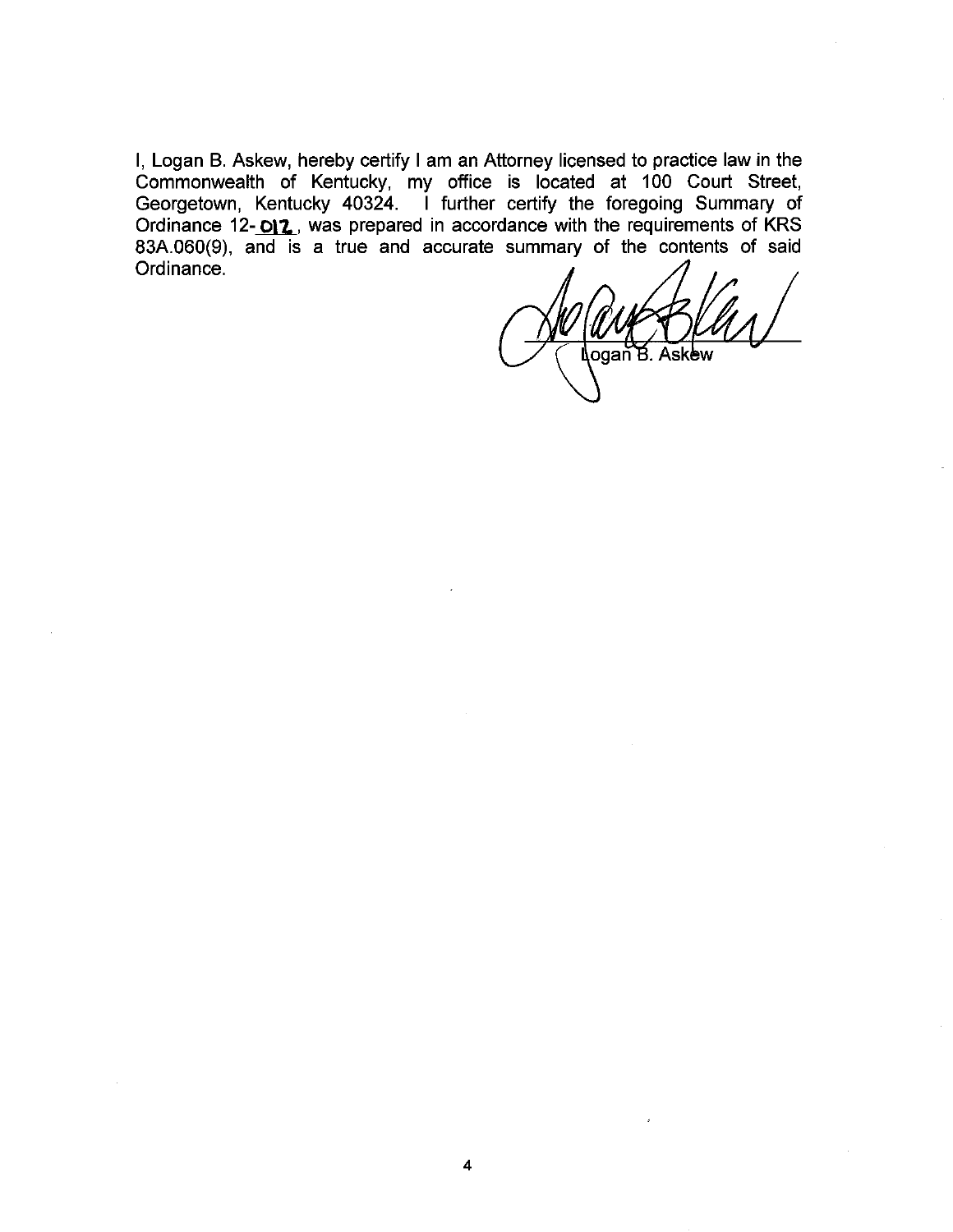I, Logan B. Askew, hereby certify I am an Attorney licensed to practice law in the Commonwealth of Kentucky, my office is located at 100 Court Street, Georgetown, Kentucky 40324. I further certify the foregoing Summary of Ordinance 12-012, was prepared in accordance with the requirements of KRS 83A.060(9), and is a true and accurate summary of the contents of said Ordinance.

Logan B. Askew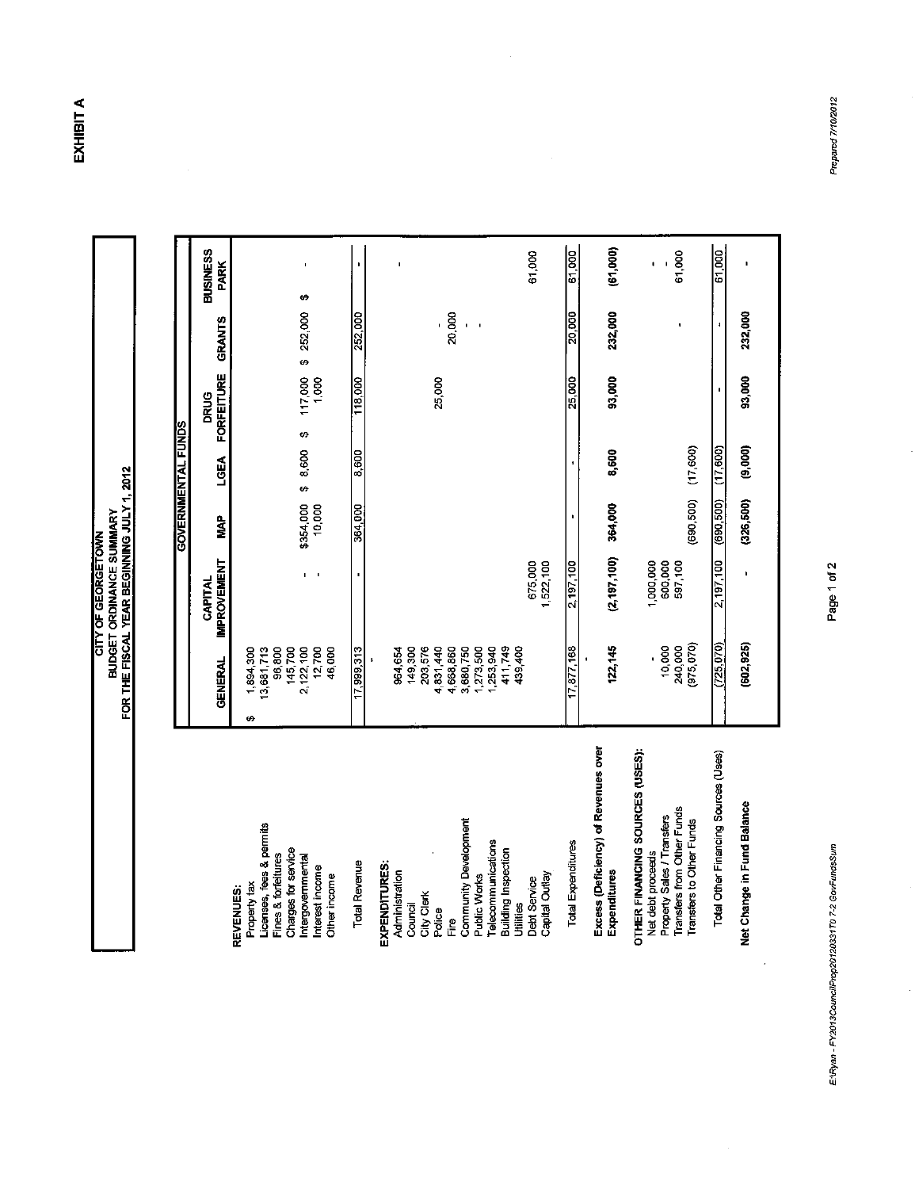**EXHIBIT A**

# CITY OF GEORGETOWN
## BUDGET ORDINANCE SUMMARY
### FOR THE FISCAL YEAR BEGINNING JULY 1, 2012

| | GOVERNMENTAL FUNDS | | | | | | |
|---|---|---|---|---|---|---|---|
| | GENERAL | CAPITAL IMPROVEMENT | MAP | LGEA | DRUG FORFEITURE | GRANTS | BUSINESS PARK |
| **REVENUES:** | | | | | | | |
| Property tax | $ 1,894,300 | | | | | | |
| Licenses, fees & permits | 13,681,713 | | | | | | |
| Fines & forfeitures | 96,800 | | | | | | |
| Charges for service | 145,700 | | | | | | |
| Intergovernmental | 2,122,100 | - | $354,000 | $ 8,600 | $ 117,000 | $ 252,000 | $ - |
| Interest income | 12,700 | - | 10,000 | | 1,000 | | |
| Other income | 46,000 | | | | | | |
| Total Revenue | 17,999,313 | - | 364,000 | 8,600 | 118,000 | 252,000 | - |
| **EXPENDITURES:** | - | | | | | | |
| Administration | 964,654 | | | | | | - |
| Council | 149,300 | | | | | | |
| City Clerk | 203,576 | | | | | | |
| Police | 4,831,440 | | | | 25,000 | - | |
| Fire | 4,668,860 | | | | | 20,000 | |
| Community Development | 3,680,750 | | | | | - | |
| Public Works | 1,273,500 | | | | | - | |
| Telecommunications | 1,253,940 | | | | | | |
| Building Inspection | 411,749 | | | | | | |
| Utilities | 439,400 | | | | | | |
| Debt Service | | 675,000 | | | | | 61,000 |
| Capital Outlay | | 1,522,100 | | | | | |
| Total Expenditures | 17,877,168 | 2,197,100 | - | - | 25,000 | 20,000 | 61,000 |
| | - | | | | | | |
| **Excess (Deficiency) of Revenues over Expenditures** | **122,145** | **(2,197,100)** | **364,000** | **8,600** | **93,000** | **232,000** | **(61,000)** |
| **OTHER FINANCING SOURCES (USES):** | | | | | | | |
| Net debt proceeds | - | 1,000,000 | | | | | - |
| Property Sales / Transfers | 10,000 | 600,000 | | | | | - |
| Transfers from Other Funds | 240,000 | 597,100 | | | | - | 61,000 |
| Transfers to Other Funds | (975,070) | | (690,500) | (17,600) | | | |
| Total Other Financing Sources (Uses) | (725,070) | 2,197,100 | (690,500) | (17,600) | - | - | 61,000 |
| **Net Change in Fund Balance** | **(602,925)** | **-** | **(326,500)** | **(9,000)** | **93,000** | **232,000** | **-** |

E:\Ryan - FY2013CouncilProp20120331T0 7-2 GovFundsSum

Prepared 7/10/2012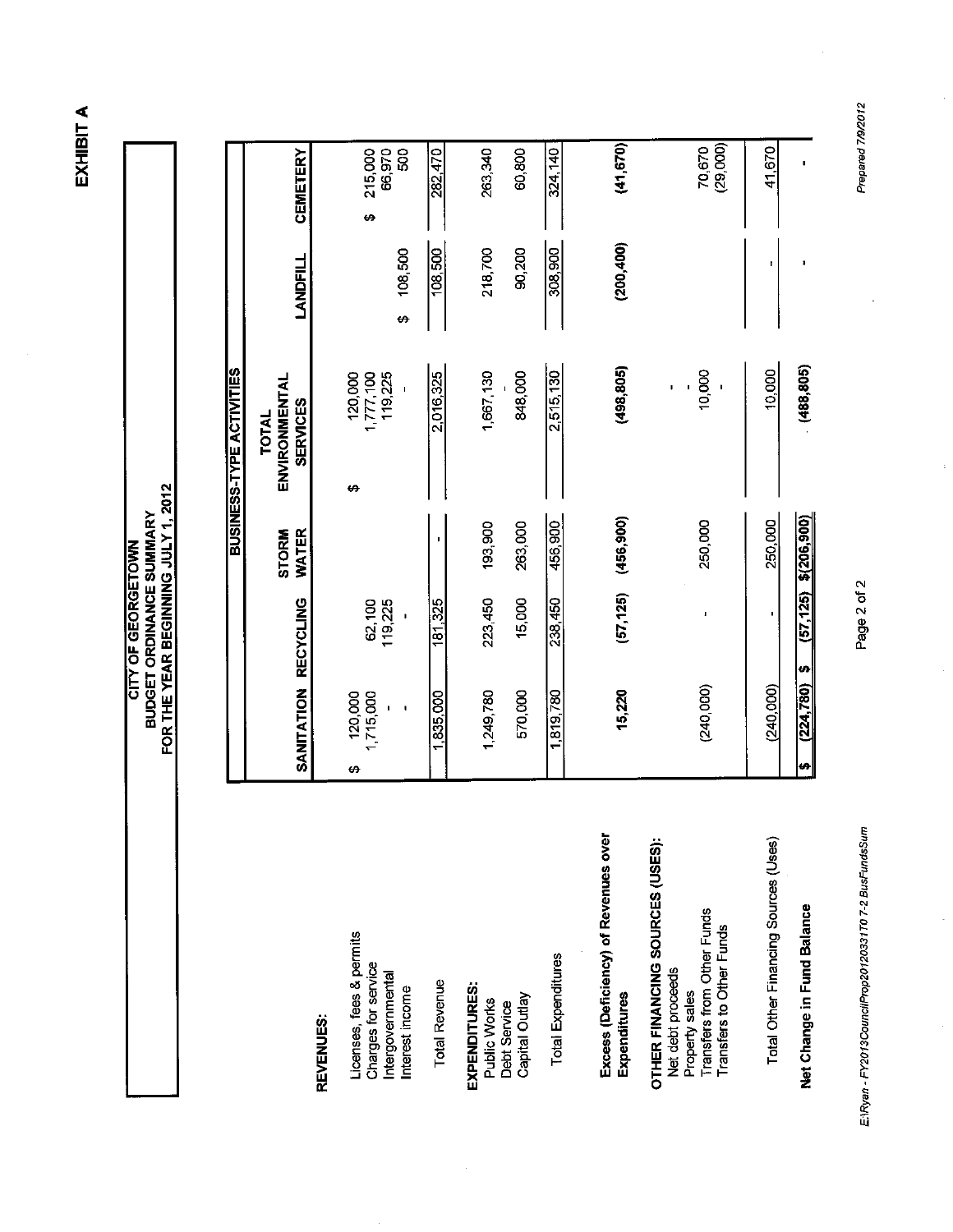**EXHIBIT A**

**CITY OF GEORGETOWN**
**BUDGET ORDINANCE SUMMARY**
**FOR THE YEAR BEGINNING JULY 1, 2012**

| | BUSINESS-TYPE ACTIVITIES | | | | | |
|---|---|---|---|---|---|---|
| | SANITATION | RECYCLING | STORM WATER | TOTAL ENVIRONMENTAL SERVICES | LANDFILL | CEMETERY |
| **REVENUES:** | | | | | | |
| Licenses, fees & permits | $ 120,000 | | | $ 120,000 | | $ 215,000 |
| Charges for service | 1,715,000 | 62,100 | | 1,777,100 | | 66,970 |
| Intergovernmental | - | 119,225 | | 119,225 | $ 108,500 | 500 |
| Interest income | - | - | | - | | |
| Total Revenue | 1,835,000 | 181,325 | - | 2,016,325 | 108,500 | 282,470 |
| **EXPENDITURES:** | | | | | | |
| Public Works | 1,249,780 | 223,450 | 193,900 | 1,667,130 | 218,700 | 263,340 |
| Debt Service | | | | - | | |
| Capital Outlay | 570,000 | 15,000 | 263,000 | 848,000 | 90,200 | 60,800 |
| Total Expenditures | 1,819,780 | 238,450 | 456,900 | 2,515,130 | 308,900 | 324,140 |
| **Excess (Deficiency) of Revenues over Expenditures** | **15,220** | **(57,125)** | **(456,900)** | **(498,805)** | **(200,400)** | **(41,670)** |
| **OTHER FINANCING SOURCES (USES):** | | | | | | |
| Net debt proceeds | | | | - | | |
| Property sales | | | | - | | |
| Transfers from Other Funds | | - | 250,000 | 10,000 | | 70,670 |
| Transfers to Other Funds | (240,000) | | | - | | (29,000) |
| Total Other Financing Sources (Uses) | (240,000) | - | 250,000 | 10,000 | - | 41,670 |
| **Net Change in Fund Balance** | **$ (224,780)** | **$ (57,125)** | **$ (206,900)** | **(488,805)** | **-** | **-** |

E:\Ryan - FY2013Council\Prop20120331T07-2 BusFundsSum

Prepared 7/9/2012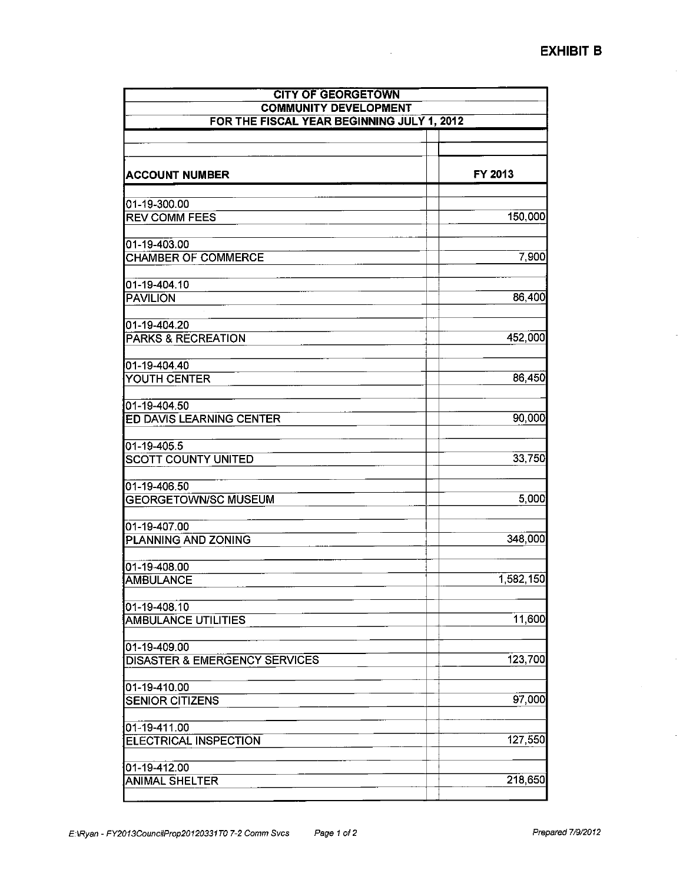**EXHIBIT B**

| CITY OF GEORGETOWN | |
|---|---|
| COMMUNITY DEVELOPMENT | |
| FOR THE FISCAL YEAR BEGINNING JULY 1, 2012 | |
| **ACCOUNT NUMBER** | **FY 2013** |
| 01-19-300.00 | |
| REV COMM FEES | 150,000 |
| 01-19-403.00 | |
| CHAMBER OF COMMERCE | 7,900 |
| 01-19-404.10 | |
| PAVILION | 86,400 |
| 01-19-404.20 | |
| PARKS & RECREATION | 452,000 |
| 01-19-404.40 | |
| YOUTH CENTER | 86,450 |
| 01-19-404.50 | |
| ED DAVIS LEARNING CENTER | 90,000 |
| 01-19-405.5 | |
| SCOTT COUNTY UNITED | 33,750 |
| 01-19-406.50 | |
| GEORGETOWN/SC MUSEUM | 5,000 |
| 01-19-407.00 | |
| PLANNING AND ZONING | 348,000 |
| 01-19-408.00 | |
| AMBULANCE | 1,582,150 |
| 01-19-408.10 | |
| AMBULANCE UTILITIES | 11,600 |
| 01-19-409.00 | |
| DISASTER & EMERGENCY SERVICES | 123,700 |
| 01-19-410.00 | |
| SENIOR CITIZENS | 97,000 |
| 01-19-411.00 | |
| ELECTRICAL INSPECTION | 127,550 |
| 01-19-412.00 | |
| ANIMAL SHELTER | 218,650 |

*E:\Ryan - FY2013CouncilProp20120331T0 7-2 Comm Svcs* *Prepared 7/9/2012*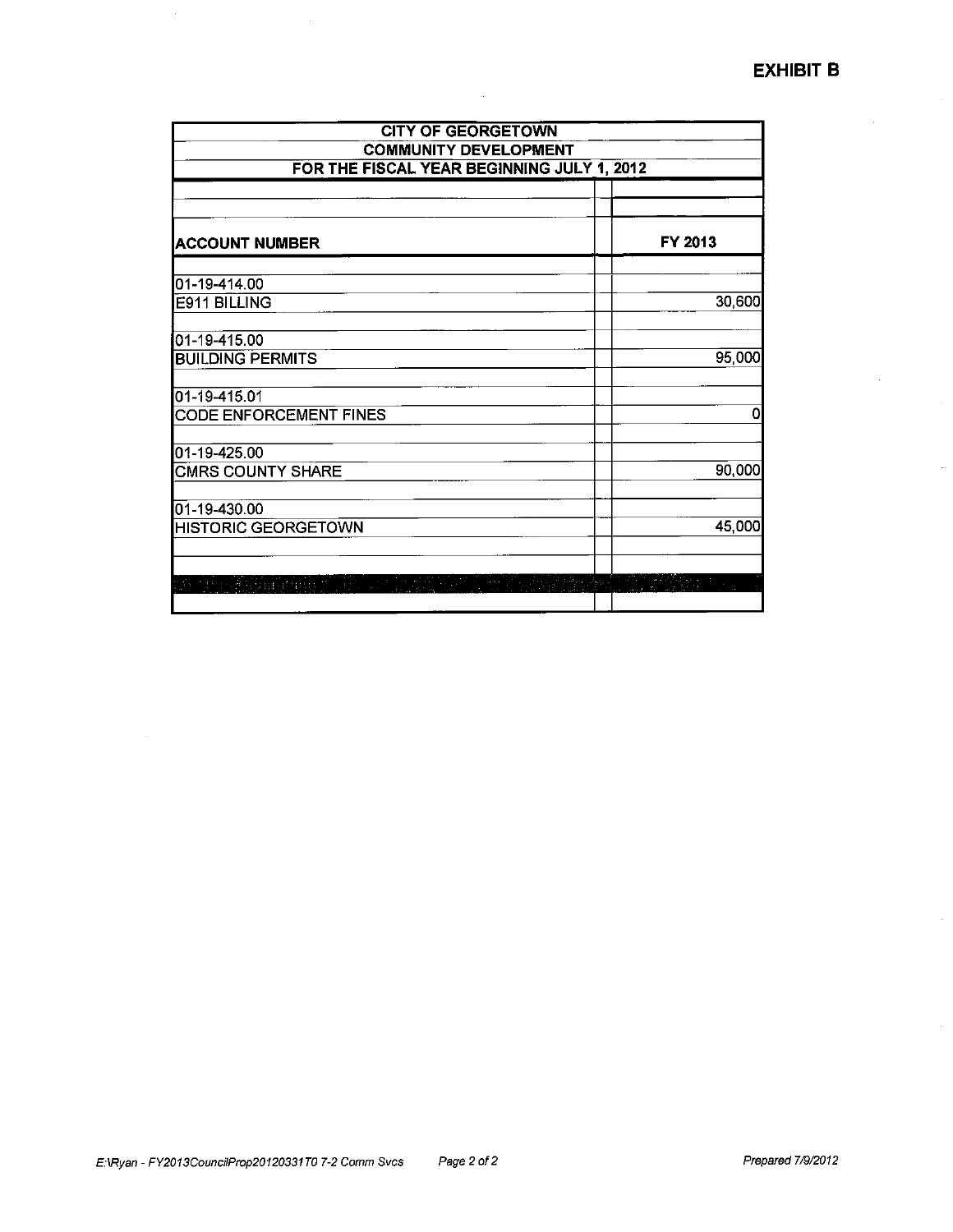# EXHIBIT B

| CITY OF GEORGETOWN | |
| --- | --- |
| COMMUNITY DEVELOPMENT | |
| FOR THE FISCAL YEAR BEGINNING JULY 1, 2012 | |
| **ACCOUNT NUMBER** | **FY 2013** |
| 01-19-414.00 | |
| E911 BILLING | 30,600 |
| 01-19-415.00 | |
| BUILDING PERMITS | 95,000 |
| 01-19-415.01 | |
| CODE ENFORCEMENT FINES | 0 |
| 01-19-425.00 | |
| CMRS COUNTY SHARE | 90,000 |
| 01-19-430.00 | |
| HISTORIC GEORGETOWN | 45,000 |

E:\Ryan - FY2013CouncilProp20120331T0 7-2 Comm Svcs    Prepared 7/9/2012